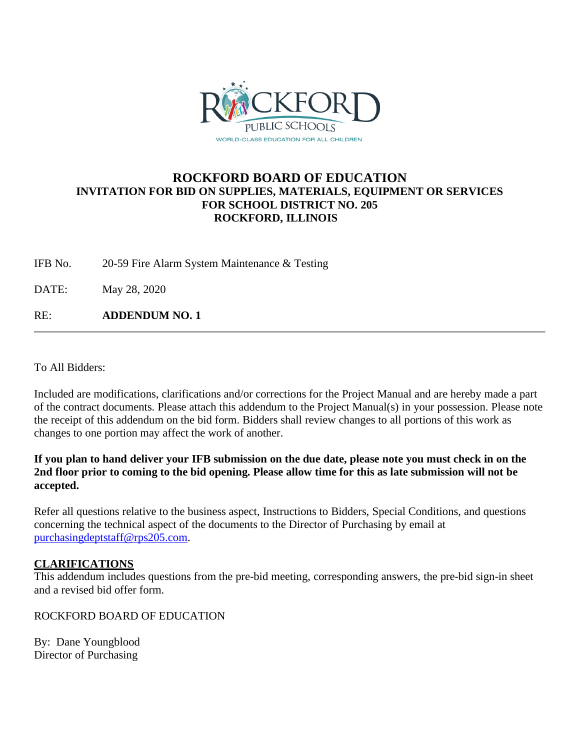ROCKFORD PUBLIC SCHOOLS

WORLD-CLASS EDUCATION FOR ALL CHILDREN

# ROCKFORD BOARD OF EDUCATION

## INVITATION FOR BID ON SUPPLIES, MATERIALS, EQUIPMENT OR SERVICES FOR SCHOOL DISTRICT NO. 205 ROCKFORD, ILLINOIS

IFB No. 20-59 Fire Alarm System Maintenance & Testing

DATE: May 28, 2020

RE: **ADDENDUM NO. 1**

---

To All Bidders:

Included are modifications, clarifications and/or corrections for the Project Manual and are hereby made a part of the contract documents. Please attach this addendum to the Project Manual(s) in your possession. Please note the receipt of this addendum on the bid form. Bidders shall review changes to all portions of this work as changes to one portion may affect the work of another.

**If you plan to hand deliver your IFB submission on the due date, please note you must check in on the 2nd floor prior to coming to the bid opening. Please allow time for this as late submission will not be accepted.**

Refer all questions relative to the business aspect, Instructions to Bidders, Special Conditions, and questions concerning the technical aspect of the documents to the Director of Purchasing by email at purchasingdeptstaff@rps205.com.

**CLARIFICATIONS**

This addendum includes questions from the pre-bid meeting, corresponding answers, the pre-bid sign-in sheet and a revised bid offer form.

ROCKFORD BOARD OF EDUCATION

By: Dane Youngblood
Director of Purchasing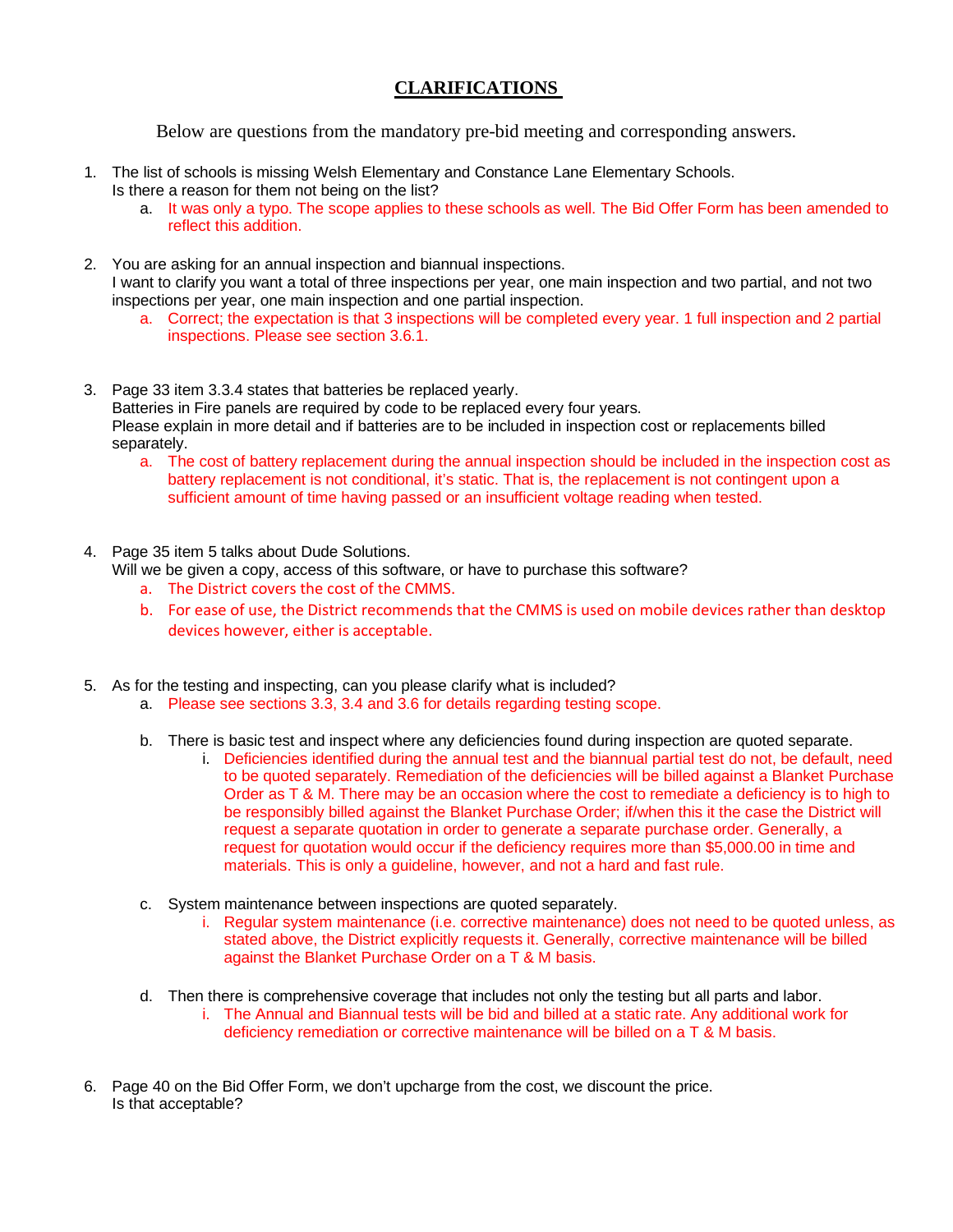# CLARIFICATIONS

Below are questions from the mandatory pre-bid meeting and corresponding answers.

1. The list of schools is missing Welsh Elementary and Constance Lane Elementary Schools. Is there a reason for them not being on the list?
   a. It was only a typo. The scope applies to these schools as well. The Bid Offer Form has been amended to reflect this addition.

2. You are asking for an annual inspection and biannual inspections. I want to clarify you want a total of three inspections per year, one main inspection and two partial, and not two inspections per year, one main inspection and one partial inspection.
   a. Correct; the expectation is that 3 inspections will be completed every year. 1 full inspection and 2 partial inspections. Please see section 3.6.1.

3. Page 33 item 3.3.4 states that batteries be replaced yearly. Batteries in Fire panels are required by code to be replaced every four years. Please explain in more detail and if batteries are to be included in inspection cost or replacements billed separately.
   a. The cost of battery replacement during the annual inspection should be included in the inspection cost as battery replacement is not conditional, it's static. That is, the replacement is not contingent upon a sufficient amount of time having passed or an insufficient voltage reading when tested.

4. Page 35 item 5 talks about Dude Solutions. Will we be given a copy, access of this software, or have to purchase this software?
   a. The District covers the cost of the CMMS.
   b. For ease of use, the District recommends that the CMMS is used on mobile devices rather than desktop devices however, either is acceptable.

5. As for the testing and inspecting, can you please clarify what is included?
   a. Please see sections 3.3, 3.4 and 3.6 for details regarding testing scope.
   b. There is basic test and inspect where any deficiencies found during inspection are quoted separate.
      i. Deficiencies identified during the annual test and the biannual partial test do not, be default, need to be quoted separately. Remediation of the deficiencies will be billed against a Blanket Purchase Order as T & M. There may be an occasion where the cost to remediate a deficiency is to high to be responsibly billed against the Blanket Purchase Order; if/when this it the case the District will request a separate quotation in order to generate a separate purchase order. Generally, a request for quotation would occur if the deficiency requires more than $5,000.00 in time and materials. This is only a guideline, however, and not a hard and fast rule.
   c. System maintenance between inspections are quoted separately.
      i. Regular system maintenance (i.e. corrective maintenance) does not need to be quoted unless, as stated above, the District explicitly requests it. Generally, corrective maintenance will be billed against the Blanket Purchase Order on a T & M basis.
   d. Then there is comprehensive coverage that includes not only the testing but all parts and labor.
      i. The Annual and Biannual tests will be bid and billed at a static rate. Any additional work for deficiency remediation or corrective maintenance will be billed on a T & M basis.

6. Page 40 on the Bid Offer Form, we don't upcharge from the cost, we discount the price. Is that acceptable?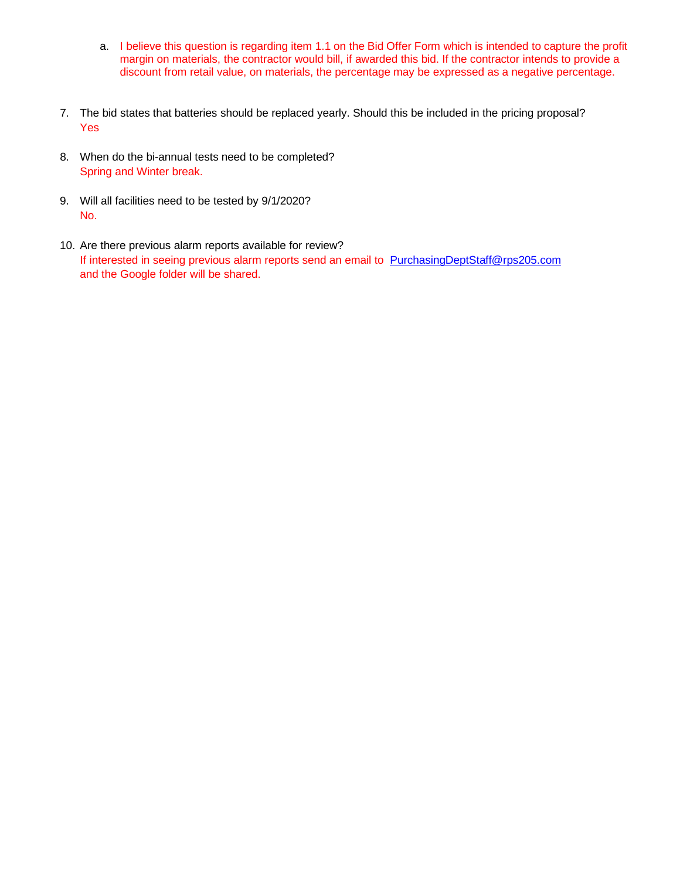a. I believe this question is regarding item 1.1 on the Bid Offer Form which is intended to capture the profit margin on materials, the contractor would bill, if awarded this bid. If the contractor intends to provide a discount from retail value, on materials, the percentage may be expressed as a negative percentage.

7. The bid states that batteries should be replaced yearly. Should this be included in the pricing proposal?
   Yes

8. When do the bi-annual tests need to be completed?
   Spring and Winter break.

9. Will all facilities need to be tested by 9/1/2020?
   No.

10. Are there previous alarm reports available for review?
    If interested in seeing previous alarm reports send an email to PurchasingDeptStaff@rps205.com and the Google folder will be shared.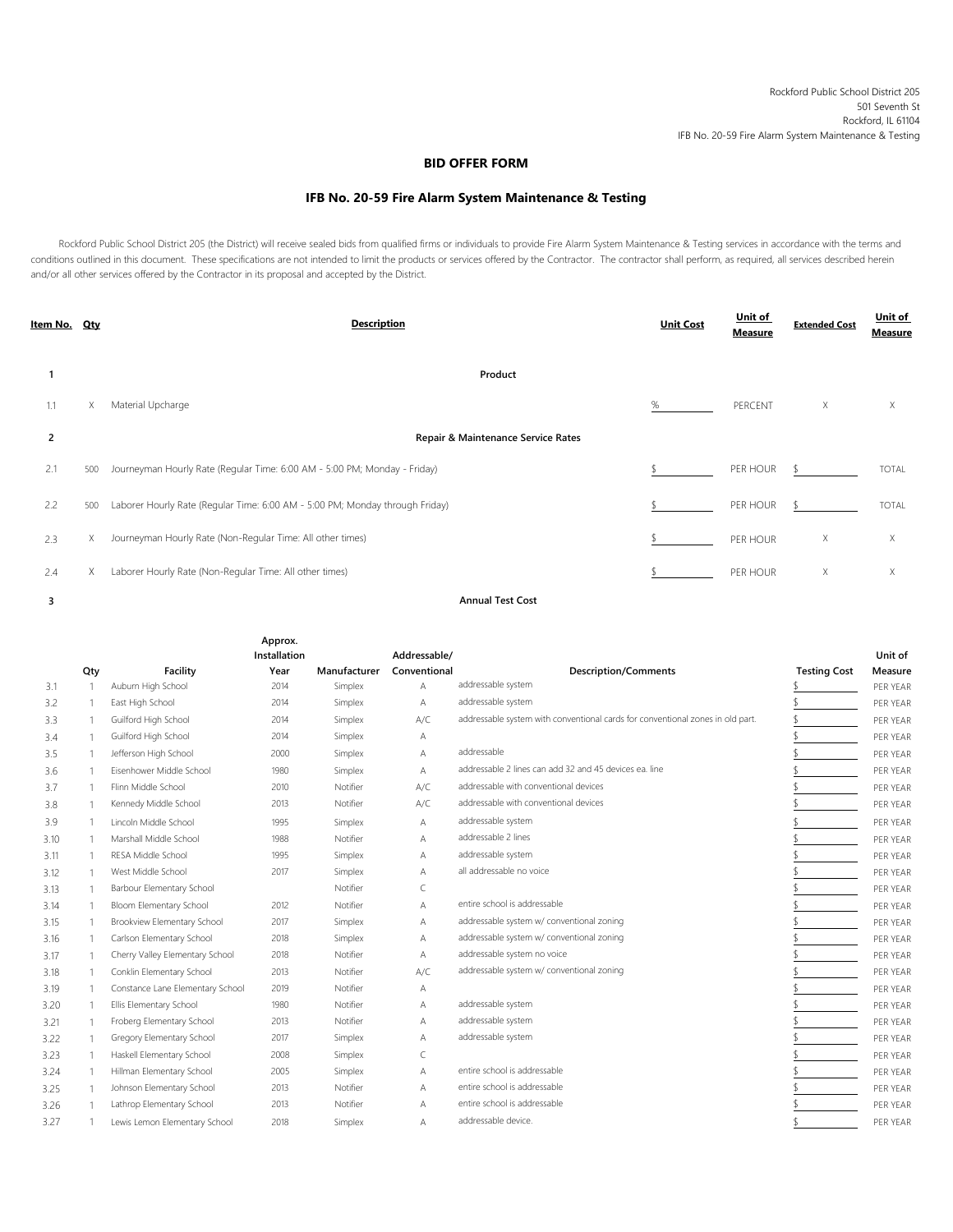Rockford Public School District 205
501 Seventh St
Rockford, IL 61104
IFB No. 20-59 Fire Alarm System Maintenance & Testing

## BID OFFER FORM

### IFB No. 20-59 Fire Alarm System Maintenance & Testing

Rockford Public School District 205 (the District) will receive sealed bids from qualified firms or individuals to provide Fire Alarm System Maintenance & Testing services in accordance with the terms and conditions outlined in this document. These specifications are not intended to limit the products or services offered by the Contractor. The contractor shall perform, as required, all services described herein and/or all other services offered by the Contractor in its proposal and accepted by the District.

| Item No. | Qty | Description | Unit Cost | Unit of Measure | Extended Cost | Unit of Measure |
|---|---|---|---|---|---|---|
| **1** | | **Product** | | | | |
| 1.1 | X | Material Upcharge | % | PERCENT | X | X |
| **2** | | **Repair & Maintenance Service Rates** | | | | |
| 2.1 | 500 | Journeyman Hourly Rate (Regular Time: 6:00 AM - 5:00 PM; Monday - Friday) | $ | PER HOUR | $ | TOTAL |
| 2.2 | 500 | Laborer Hourly Rate (Regular Time: 6:00 AM - 5:00 PM; Monday through Friday) | $ | PER HOUR | $ | TOTAL |
| 2.3 | X | Journeyman Hourly Rate (Non-Regular Time: All other times) | $ | PER HOUR | X | X |
| 2.4 | X | Laborer Hourly Rate (Non-Regular Time: All other times) | $ | PER HOUR | X | X |
| **3** | | **Annual Test Cost** | | | | |

| | Qty | Facility | Approx. Installation Year | Manufacturer | Addressable/ Conventional | Description/Comments | Testing Cost | Unit of Measure |
|---|---|---|---|---|---|---|---|---|
| 3.1 | 1 | Auburn High School | 2014 | Simplex | A | addressable system | $ | PER YEAR |
| 3.2 | 1 | East High School | 2014 | Simplex | A | addressable system | $ | PER YEAR |
| 3.3 | 1 | Guilford High School | 2014 | Simplex | A/C | addressable system with conventional cards for conventional zones in old part. | $ | PER YEAR |
| 3.4 | 1 | Guilford High School | 2014 | Simplex | A | | $ | PER YEAR |
| 3.5 | 1 | Jefferson High School | 2000 | Simplex | A | addressable | $ | PER YEAR |
| 3.6 | 1 | Eisenhower Middle School | 1980 | Simplex | A | addressable 2 lines can add 32 and 45 devices ea. line | $ | PER YEAR |
| 3.7 | 1 | Flinn Middle School | 2010 | Notifier | A/C | addressable with conventional devices | $ | PER YEAR |
| 3.8 | 1 | Kennedy Middle School | 2013 | Notifier | A/C | addressable with conventional devices | $ | PER YEAR |
| 3.9 | 1 | Lincoln Middle School | 1995 | Simplex | A | addressable system | $ | PER YEAR |
| 3.10 | 1 | Marshall Middle School | 1988 | Notifier | A | addressable 2 lines | $ | PER YEAR |
| 3.11 | 1 | RESA Middle School | 1995 | Simplex | A | addressable system | $ | PER YEAR |
| 3.12 | 1 | West Middle School | 2017 | Simplex | A | all addressable no voice | $ | PER YEAR |
| 3.13 | 1 | Barbour Elementary School | | Notifier | C | | $ | PER YEAR |
| 3.14 | 1 | Bloom Elementary School | 2012 | Notifier | A | entire school is addressable | $ | PER YEAR |
| 3.15 | 1 | Brookview Elementary School | 2017 | Simplex | A | addressable system w/ conventional zoning | $ | PER YEAR |
| 3.16 | 1 | Carlson Elementary School | 2018 | Simplex | A | addressable system w/ conventional zoning | $ | PER YEAR |
| 3.17 | 1 | Cherry Valley Elementary School | 2018 | Notifier | A | addressable system no voice | $ | PER YEAR |
| 3.18 | 1 | Conklin Elementary School | 2013 | Notifier | A/C | addressable system w/ conventional zoning | $ | PER YEAR |
| 3.19 | 1 | Constance Lane Elementary School | 2019 | Notifier | A | | $ | PER YEAR |
| 3.20 | 1 | Ellis Elementary School | 1980 | Notifier | A | addressable system | $ | PER YEAR |
| 3.21 | 1 | Froberg Elementary School | 2013 | Notifier | A | addressable system | $ | PER YEAR |
| 3.22 | 1 | Gregory Elementary School | 2017 | Simplex | A | addressable system | $ | PER YEAR |
| 3.23 | 1 | Haskell Elementary School | 2008 | Simplex | C | | $ | PER YEAR |
| 3.24 | 1 | Hillman Elementary School | 2005 | Simplex | A | entire school is addressable | $ | PER YEAR |
| 3.25 | 1 | Johnson Elementary School | 2013 | Notifier | A | entire school is addressable | $ | PER YEAR |
| 3.26 | 1 | Lathrop Elementary School | 2013 | Notifier | A | entire school is addressable | $ | PER YEAR |
| 3.27 | 1 | Lewis Lemon Elementary School | 2018 | Simplex | A | addressable device. | $ | PER YEAR |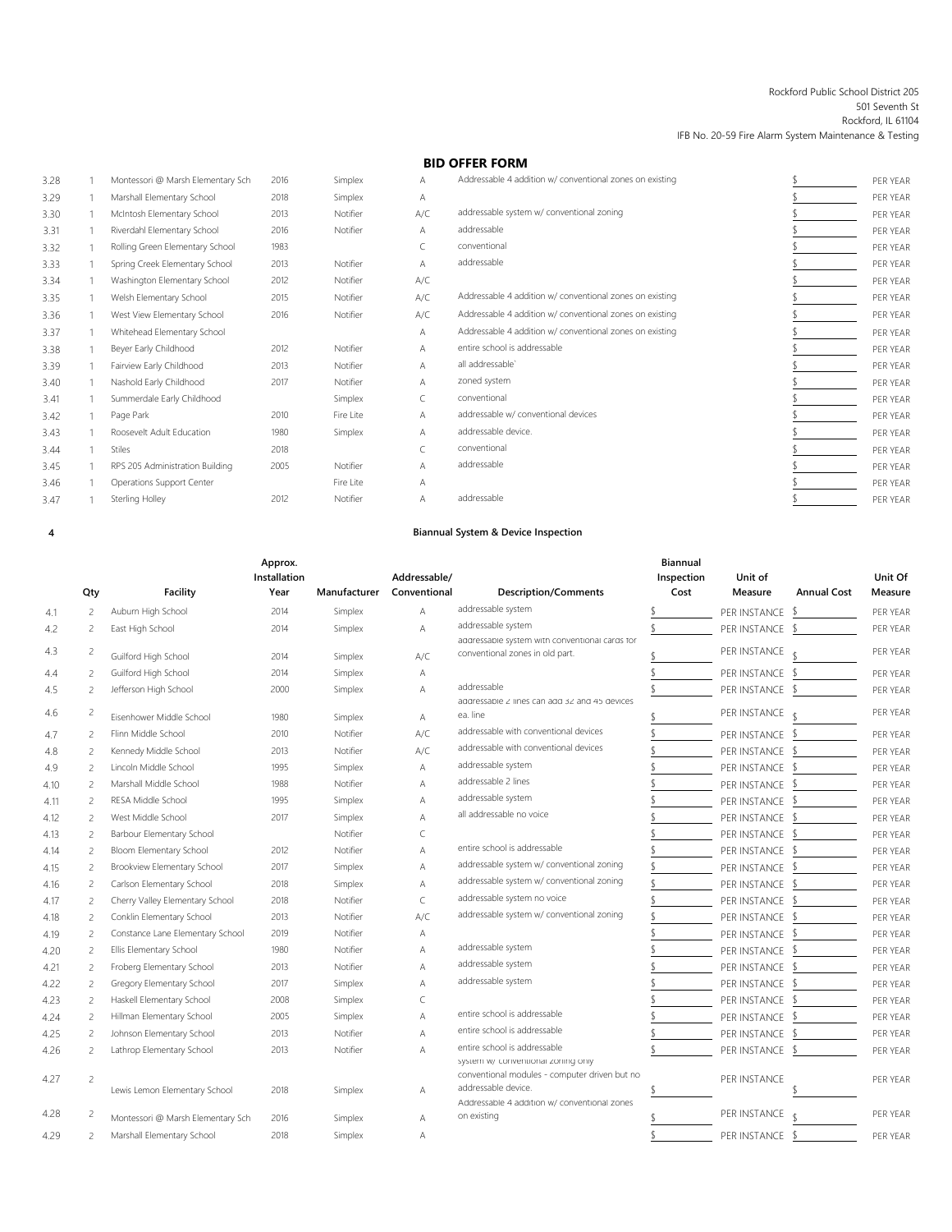Rockford Public School District 205
501 Seventh St
Rockford, IL 61104
IFB No. 20-59 Fire Alarm System Maintenance & Testing

## BID OFFER FORM

| | | | | | | | | |
|---|---|---|---|---|---|---|---|---|
| 3.28 | 1 | Montessori @ Marsh Elementary Sch | 2016 | Simplex | A | Addressable 4 addition w/ conventional zones on existing | $ | PER YEAR |
| 3.29 | 1 | Marshall Elementary School | 2018 | Simplex | A | | $ | PER YEAR |
| 3.30 | 1 | McIntosh Elementary School | 2013 | Notifier | A/C | addressable system w/ conventional zoning | $ | PER YEAR |
| 3.31 | 1 | Riverdahl Elementary School | 2016 | Notifier | A | addressable | $ | PER YEAR |
| 3.32 | 1 | Rolling Green Elementary School | 1983 | | C | conventional | $ | PER YEAR |
| 3.33 | 1 | Spring Creek Elementary School | 2013 | Notifier | A | addressable | $ | PER YEAR |
| 3.34 | 1 | Washington Elementary School | 2012 | Notifier | A/C | | $ | PER YEAR |
| 3.35 | 1 | Welsh Elementary School | 2015 | Notifier | A/C | Addressable 4 addition w/ conventional zones on existing | $ | PER YEAR |
| 3.36 | 1 | West View Elementary School | 2016 | Notifier | A/C | Addressable 4 addition w/ conventional zones on existing | $ | PER YEAR |
| 3.37 | 1 | Whitehead Elementary School | | | A | Addressable 4 addition w/ conventional zones on existing | $ | PER YEAR |
| 3.38 | 1 | Beyer Early Childhood | 2012 | Notifier | A | entire school is addressable | $ | PER YEAR |
| 3.39 | 1 | Fairview Early Childhood | 2013 | Notifier | A | all addressable` | $ | PER YEAR |
| 3.40 | 1 | Nashold Early Childhood | 2017 | Notifier | A | zoned system | $ | PER YEAR |
| 3.41 | 1 | Summerdale Early Childhood | | Simplex | C | conventional | $ | PER YEAR |
| 3.42 | 1 | Page Park | 2010 | Fire Lite | A | addressable w/ conventional devices | $ | PER YEAR |
| 3.43 | 1 | Roosevelt Adult Education | 1980 | Simplex | A | addressable device. | $ | PER YEAR |
| 3.44 | 1 | Stiles | 2018 | | C | conventional | $ | PER YEAR |
| 3.45 | 1 | RPS 205 Administration Building | 2005 | Notifier | A | addressable | $ | PER YEAR |
| 3.46 | 1 | Operations Support Center | | Fire Lite | A | | $ | PER YEAR |
| 3.47 | 1 | Sterling Holley | 2012 | Notifier | A | addressable | $ | PER YEAR |

### 4 Biannual System & Device Inspection

| | Qty | Facility | Approx. Installation Year | Manufacturer | Addressable/ Conventional | Description/Comments | Biannual Inspection Cost | Unit of Measure | Annual Cost | Unit Of Measure |
|---|---|---|---|---|---|---|---|---|---|---|
| 4.1 | 2 | Auburn High School | 2014 | Simplex | A | addressable system | $ | PER INSTANCE | $ | PER YEAR |
| 4.2 | 2 | East High School | 2014 | Simplex | A | addressable system | $ | PER INSTANCE | $ | PER YEAR |
| 4.3 | 2 | Guilford High School | 2014 | Simplex | A/C | addressable system with conventional cards for conventional zones in old part. | $ | PER INSTANCE | $ | PER YEAR |
| 4.4 | 2 | Guilford High School | 2014 | Simplex | A | | $ | PER INSTANCE | $ | PER YEAR |
| 4.5 | 2 | Jefferson High School | 2000 | Simplex | A | addressable | $ | PER INSTANCE | $ | PER YEAR |
| 4.6 | 2 | Eisenhower Middle School | 1980 | Simplex | A | addressable 2 lines can add 32 and 45 devices ea. line | $ | PER INSTANCE | $ | PER YEAR |
| 4.7 | 2 | Flinn Middle School | 2010 | Notifier | A/C | addressable with conventional devices | $ | PER INSTANCE | $ | PER YEAR |
| 4.8 | 2 | Kennedy Middle School | 2013 | Notifier | A/C | addressable with conventional devices | $ | PER INSTANCE | $ | PER YEAR |
| 4.9 | 2 | Lincoln Middle School | 1995 | Simplex | A | addressable system | $ | PER INSTANCE | $ | PER YEAR |
| 4.10 | 2 | Marshall Middle School | 1988 | Notifier | A | addressable 2 lines | $ | PER INSTANCE | $ | PER YEAR |
| 4.11 | 2 | RESA Middle School | 1995 | Simplex | A | addressable system | $ | PER INSTANCE | $ | PER YEAR |
| 4.12 | 2 | West Middle School | 2017 | Simplex | A | all addressable no voice | $ | PER INSTANCE | $ | PER YEAR |
| 4.13 | 2 | Barbour Elementary School | | Notifier | C | | $ | PER INSTANCE | $ | PER YEAR |
| 4.14 | 2 | Bloom Elementary School | 2012 | Notifier | A | entire school is addressable | $ | PER INSTANCE | $ | PER YEAR |
| 4.15 | 2 | Brookview Elementary School | 2017 | Simplex | A | addressable system w/ conventional zoning | $ | PER INSTANCE | $ | PER YEAR |
| 4.16 | 2 | Carlson Elementary School | 2018 | Simplex | A | addressable system w/ conventional zoning | $ | PER INSTANCE | $ | PER YEAR |
| 4.17 | 2 | Cherry Valley Elementary School | 2018 | Notifier | C | addressable system no voice | $ | PER INSTANCE | $ | PER YEAR |
| 4.18 | 2 | Conklin Elementary School | 2013 | Notifier | A/C | addressable system w/ conventional zoning | $ | PER INSTANCE | $ | PER YEAR |
| 4.19 | 2 | Constance Lane Elementary School | 2019 | Notifier | A | | $ | PER INSTANCE | $ | PER YEAR |
| 4.20 | 2 | Ellis Elementary School | 1980 | Notifier | A | addressable system | $ | PER INSTANCE | $ | PER YEAR |
| 4.21 | 2 | Froberg Elementary School | 2013 | Notifier | A | addressable system | $ | PER INSTANCE | $ | PER YEAR |
| 4.22 | 2 | Gregory Elementary School | 2017 | Simplex | A | addressable system | $ | PER INSTANCE | $ | PER YEAR |
| 4.23 | 2 | Haskell Elementary School | 2008 | Simplex | C | | $ | PER INSTANCE | $ | PER YEAR |
| 4.24 | 2 | Hillman Elementary School | 2005 | Simplex | A | entire school is addressable | $ | PER INSTANCE | $ | PER YEAR |
| 4.25 | 2 | Johnson Elementary School | 2013 | Notifier | A | entire school is addressable | $ | PER INSTANCE | $ | PER YEAR |
| 4.26 | 2 | Lathrop Elementary School | 2013 | Notifier | A | entire school is addressable | $ | PER INSTANCE | $ | PER YEAR |
| 4.27 | 2 | Lewis Lemon Elementary School | 2018 | Simplex | A | system w/ conventional zoning only conventional modules - computer driven but no addressable device. | $ | PER INSTANCE | $ | PER YEAR |
| 4.28 | 2 | Montessori @ Marsh Elementary Sch | 2016 | Simplex | A | Addressable 4 addition w/ conventional zones on existing | $ | PER INSTANCE | $ | PER YEAR |
| 4.29 | 2 | Marshall Elementary School | 2018 | Simplex | A | | $ | PER INSTANCE | $ | PER YEAR |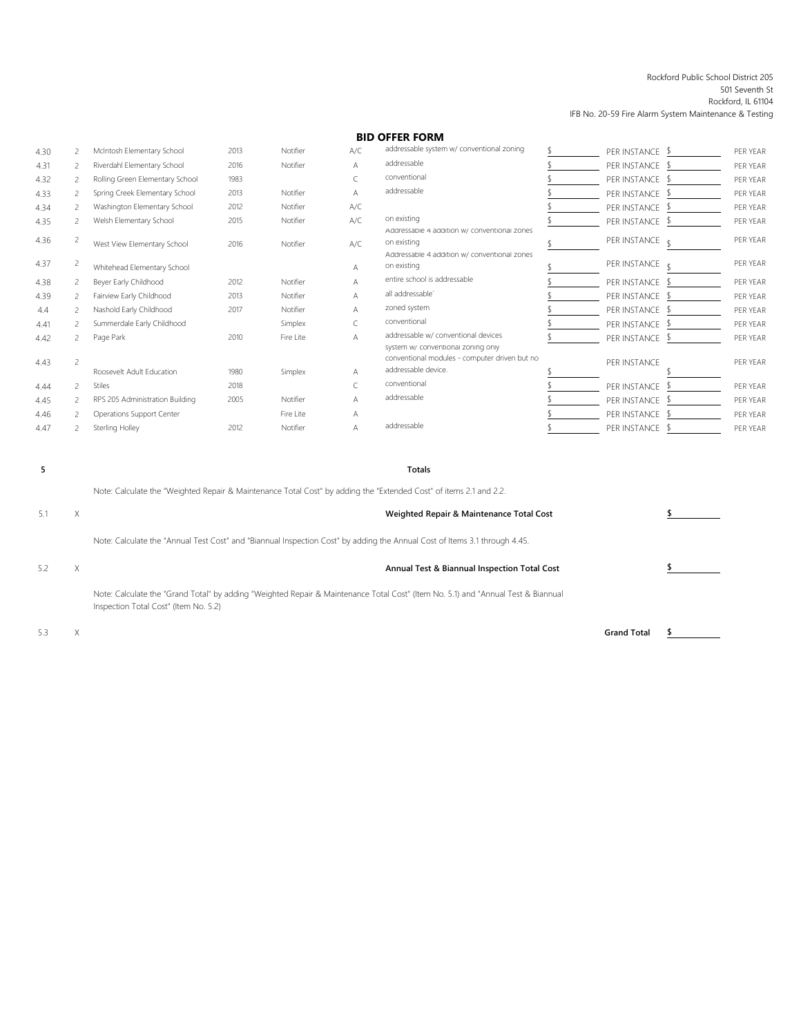Rockford Public School District 205
501 Seventh St
Rockford, IL 61104
IFB No. 20-59 Fire Alarm System Maintenance & Testing

## BID OFFER FORM

| | | | | | | | | | | |
|---|---|---|---|---|---|---|---|---|---|---|
| 4.30 | 2 | McIntosh Elementary School | 2013 | Notifier | A/C | addressable system w/ conventional zoning | $ | PER INSTANCE | $ | PER YEAR |
| 4.31 | 2 | Riverdahl Elementary School | 2016 | Notifier | A | addressable | $ | PER INSTANCE | $ | PER YEAR |
| 4.32 | 2 | Rolling Green Elementary School | 1983 | | C | conventional | $ | PER INSTANCE | $ | PER YEAR |
| 4.33 | 2 | Spring Creek Elementary School | 2013 | Notifier | A | addressable | $ | PER INSTANCE | $ | PER YEAR |
| 4.34 | 2 | Washington Elementary School | 2012 | Notifier | A/C | | $ | PER INSTANCE | $ | PER YEAR |
| 4.35 | 2 | Welsh Elementary School | 2015 | Notifier | A/C | on existing | $ | PER INSTANCE | $ | PER YEAR |
| 4.36 | 2 | West View Elementary School | 2016 | Notifier | A/C | Addressable 4 addition w/ conventional zones on existing | $ | PER INSTANCE | $ | PER YEAR |
| 4.37 | 2 | Whitehead Elementary School | | | A | Addressable 4 addition w/ conventional zones on existing | $ | PER INSTANCE | $ | PER YEAR |
| 4.38 | 2 | Beyer Early Childhood | 2012 | Notifier | A | entire school is addressable | $ | PER INSTANCE | $ | PER YEAR |
| 4.39 | 2 | Fairview Early Childhood | 2013 | Notifier | A | all addressable` | $ | PER INSTANCE | $ | PER YEAR |
| 4.4 | 2 | Nashold Early Childhood | 2017 | Notifier | A | zoned system | $ | PER INSTANCE | $ | PER YEAR |
| 4.41 | 2 | Summerdale Early Childhood | | Simplex | C | conventional | $ | PER INSTANCE | $ | PER YEAR |
| 4.42 | 2 | Page Park | 2010 | Fire Lite | A | addressable w/ conventional devices | $ | PER INSTANCE | $ | PER YEAR |
| 4.43 | 2 | Roosevelt Adult Education | 1980 | Simplex | A | system w/ conventional zoning only conventional modules - computer driven but no addressable device. | $ | PER INSTANCE | $ | PER YEAR |
| 4.44 | 2 | Stiles | 2018 | | C | conventional | $ | PER INSTANCE | $ | PER YEAR |
| 4.45 | 2 | RPS 205 Administration Building | 2005 | Notifier | A | addressable | $ | PER INSTANCE | $ | PER YEAR |
| 4.46 | 2 | Operations Support Center | | Fire Lite | A | | $ | PER INSTANCE | $ | PER YEAR |
| 4.47 | 2 | Sterling Holley | 2012 | Notifier | A | addressable | $ | PER INSTANCE | $ | PER YEAR |

**5** **Totals**

Note: Calculate the "Weighted Repair & Maintenance Total Cost" by adding the "Extended Cost" of items 2.1 and 2.2.

5.1 X **Weighted Repair & Maintenance Total Cost** **$**

Note: Calculate the "Annual Test Cost" and "Biannual Inspection Cost" by adding the Annual Cost of Items 3.1 through 4.45.

5.2 X **Annual Test & Biannual Inspection Total Cost** **$**

Note: Calculate the "Grand Total" by adding "Weighted Repair & Maintenance Total Cost" (Item No. 5.1) and "Annual Test & Biannual Inspection Total Cost" (Item No. 5.2)

5.3 X **Grand Total** **$**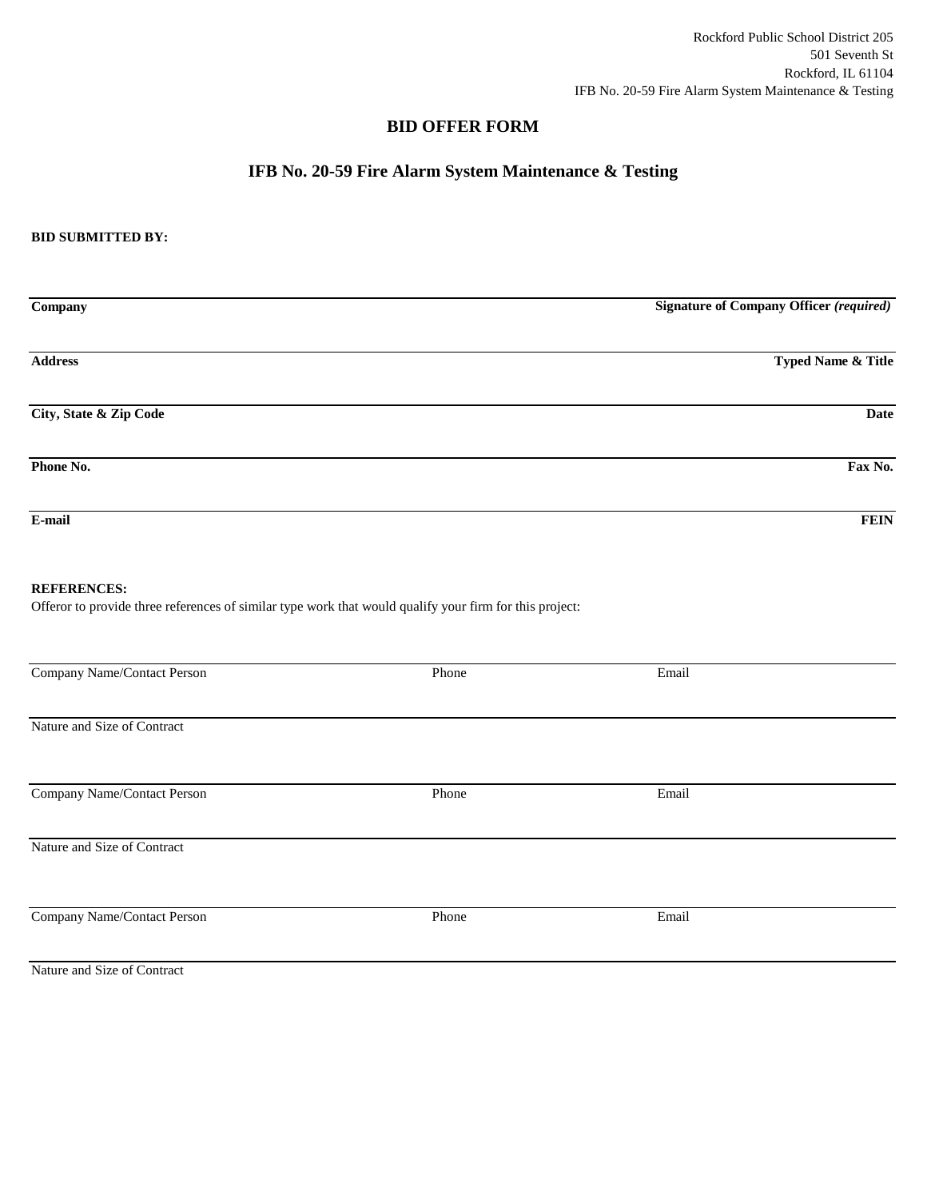Rockford Public School District 205
501 Seventh St
Rockford, IL 61104
IFB No. 20-59 Fire Alarm System Maintenance & Testing

# BID OFFER FORM

## IFB No. 20-59 Fire Alarm System Maintenance & Testing

**BID SUBMITTED BY:**

| | |
|---|---|
| **Company** | **Signature of Company Officer *(required)*** |
| **Address** | **Typed Name & Title** |
| **City, State & Zip Code** | **Date** |
| **Phone No.** | **Fax No.** |
| **E-mail** | **FEIN** |

**REFERENCES:**

Offeror to provide three references of similar type work that would qualify your firm for this project:

| Company Name/Contact Person | Phone | Email |
|---|---|---|
| Nature and Size of Contract | | |

| Company Name/Contact Person | Phone | Email |
|---|---|---|
| Nature and Size of Contract | | |

| Company Name/Contact Person | Phone | Email |
|---|---|---|
| Nature and Size of Contract | | |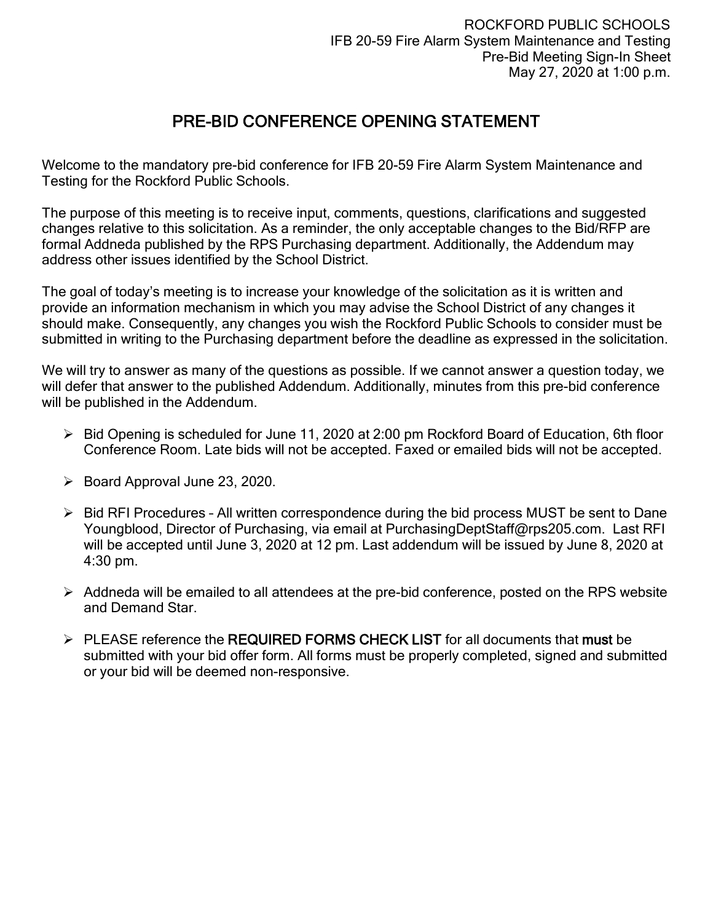ROCKFORD PUBLIC SCHOOLS
IFB 20-59 Fire Alarm System Maintenance and Testing
Pre-Bid Meeting Sign-In Sheet
May 27, 2020 at 1:00 p.m.

# PRE-BID CONFERENCE OPENING STATEMENT

Welcome to the mandatory pre-bid conference for IFB 20-59 Fire Alarm System Maintenance and Testing for the Rockford Public Schools.

The purpose of this meeting is to receive input, comments, questions, clarifications and suggested changes relative to this solicitation. As a reminder, the only acceptable changes to the Bid/RFP are formal Addneda published by the RPS Purchasing department. Additionally, the Addendum may address other issues identified by the School District.

The goal of today's meeting is to increase your knowledge of the solicitation as it is written and provide an information mechanism in which you may advise the School District of any changes it should make. Consequently, any changes you wish the Rockford Public Schools to consider must be submitted in writing to the Purchasing department before the deadline as expressed in the solicitation.

We will try to answer as many of the questions as possible. If we cannot answer a question today, we will defer that answer to the published Addendum. Additionally, minutes from this pre-bid conference will be published in the Addendum.

- Bid Opening is scheduled for June 11, 2020 at 2:00 pm Rockford Board of Education, 6th floor Conference Room. Late bids will not be accepted. Faxed or emailed bids will not be accepted.
- Board Approval June 23, 2020.
- Bid RFI Procedures – All written correspondence during the bid process MUST be sent to Dane Youngblood, Director of Purchasing, via email at PurchasingDeptStaff@rps205.com. Last RFI will be accepted until June 3, 2020 at 12 pm. Last addendum will be issued by June 8, 2020 at 4:30 pm.
- Addneda will be emailed to all attendees at the pre-bid conference, posted on the RPS website and Demand Star.
- PLEASE reference the **REQUIRED FORMS CHECK LIST** for all documents that **must** be submitted with your bid offer form. All forms must be properly completed, signed and submitted or your bid will be deemed non-responsive.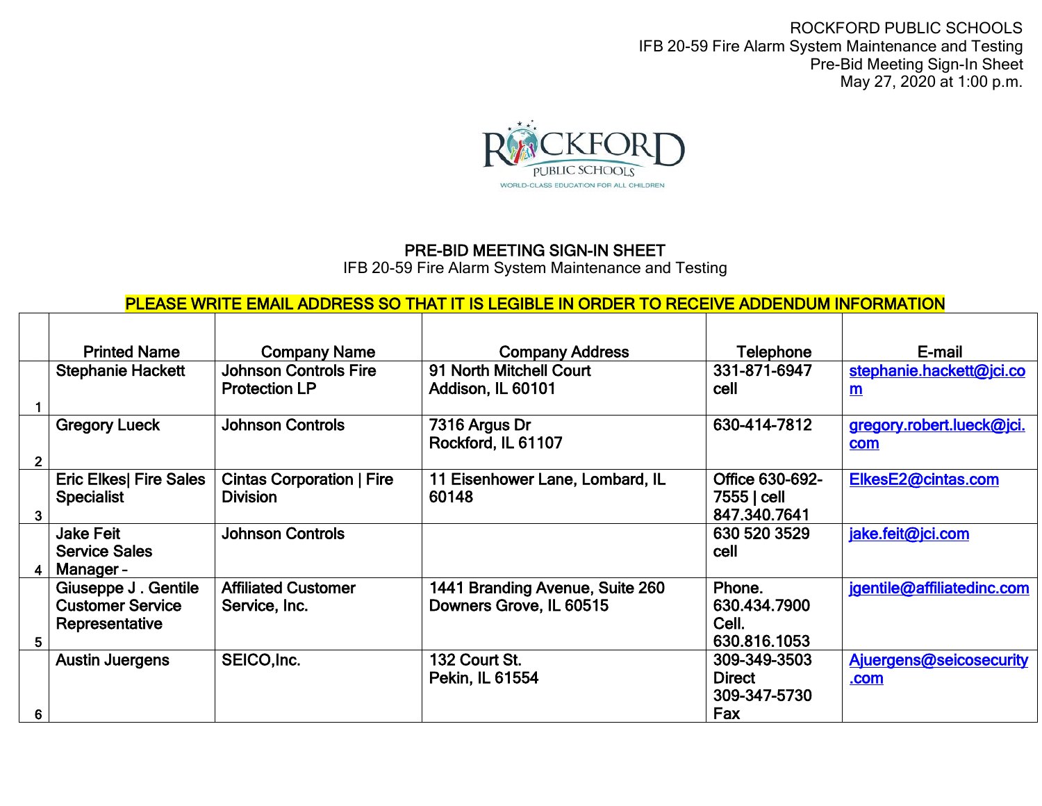ROCKFORD PUBLIC SCHOOLS
IFB 20-59 Fire Alarm System Maintenance and Testing
Pre-Bid Meeting Sign-In Sheet
May 27, 2020 at 1:00 p.m.

ROCKFORD PUBLIC SCHOOLS
WORLD-CLASS EDUCATION FOR ALL CHILDREN

## PRE-BID MEETING SIGN-IN SHEET

IFB 20-59 Fire Alarm System Maintenance and Testing

**PLEASE WRITE EMAIL ADDRESS SO THAT IT IS LEGIBLE IN ORDER TO RECEIVE ADDENDUM INFORMATION**

| | Printed Name | Company Name | Company Address | Telephone | E-mail |
|---|---|---|---|---|---|
| 1 | Stephanie Hackett | Johnson Controls Fire Protection LP | 91 North Mitchell Court Addison, IL 60101 | 331-871-6947 cell | stephanie.hackett@jci.com |
| 2 | Gregory Lueck | Johnson Controls | 7316 Argus Dr Rockford, IL 61107 | 630-414-7812 | gregory.robert.lueck@jci.com |
| 3 | Eric Elkes\| Fire Sales Specialist | Cintas Corporation \| Fire Division | 11 Eisenhower Lane, Lombard, IL 60148 | Office 630-692-7555 \| cell 847.340.7641 | ElkesE2@cintas.com |
| 4 | Jake Feit Service Sales Manager – | Johnson Controls | | 630 520 3529 cell | jake.feit@jci.com |
| 5 | Giuseppe J . Gentile Customer Service Representative | Affiliated Customer Service, Inc. | 1441 Branding Avenue, Suite 260 Downers Grove, IL 60515 | Phone. 630.434.7900 Cell. 630.816.1053 | jgentile@affiliatedinc.com |
| 6 | Austin Juergens | SEICO,Inc. | 132 Court St. Pekin, IL 61554 | 309-349-3503 Direct 309-347-5730 Fax | Ajuergens@seicosecurity.com |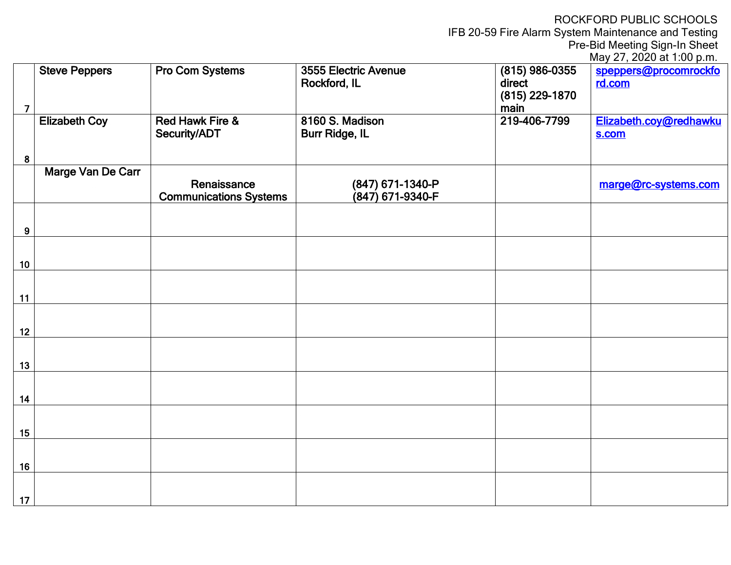ROCKFORD PUBLIC SCHOOLS
IFB 20-59 Fire Alarm System Maintenance and Testing
Pre-Bid Meeting Sign-In Sheet
May 27, 2020 at 1:00 p.m.

| | | | | | |
|---|---|---|---|---|---|
| 7 | **Steve Peppers** | **Pro Com Systems** | **3555 Electric Avenue Rockford, IL** | **(815) 986-0355 direct (815) 229-1870 main** | **speppers@procomrockford.com** |
| 8 | **Elizabeth Coy** | **Red Hawk Fire & Security/ADT** | **8160 S. Madison Burr Ridge, IL** | **219-406-7799** | **Elizabeth.coy@redhawkus.com** |
| | **Marge Van De Carr** | **Renaissance Communications Systems** | **(847) 671-1340-P (847) 671-9340-F** | | **marge@rc-systems.com** |
| 9 | | | | | |
| 10 | | | | | |
| 11 | | | | | |
| 12 | | | | | |
| 13 | | | | | |
| 14 | | | | | |
| 15 | | | | | |
| 16 | | | | | |
| 17 | | | | | |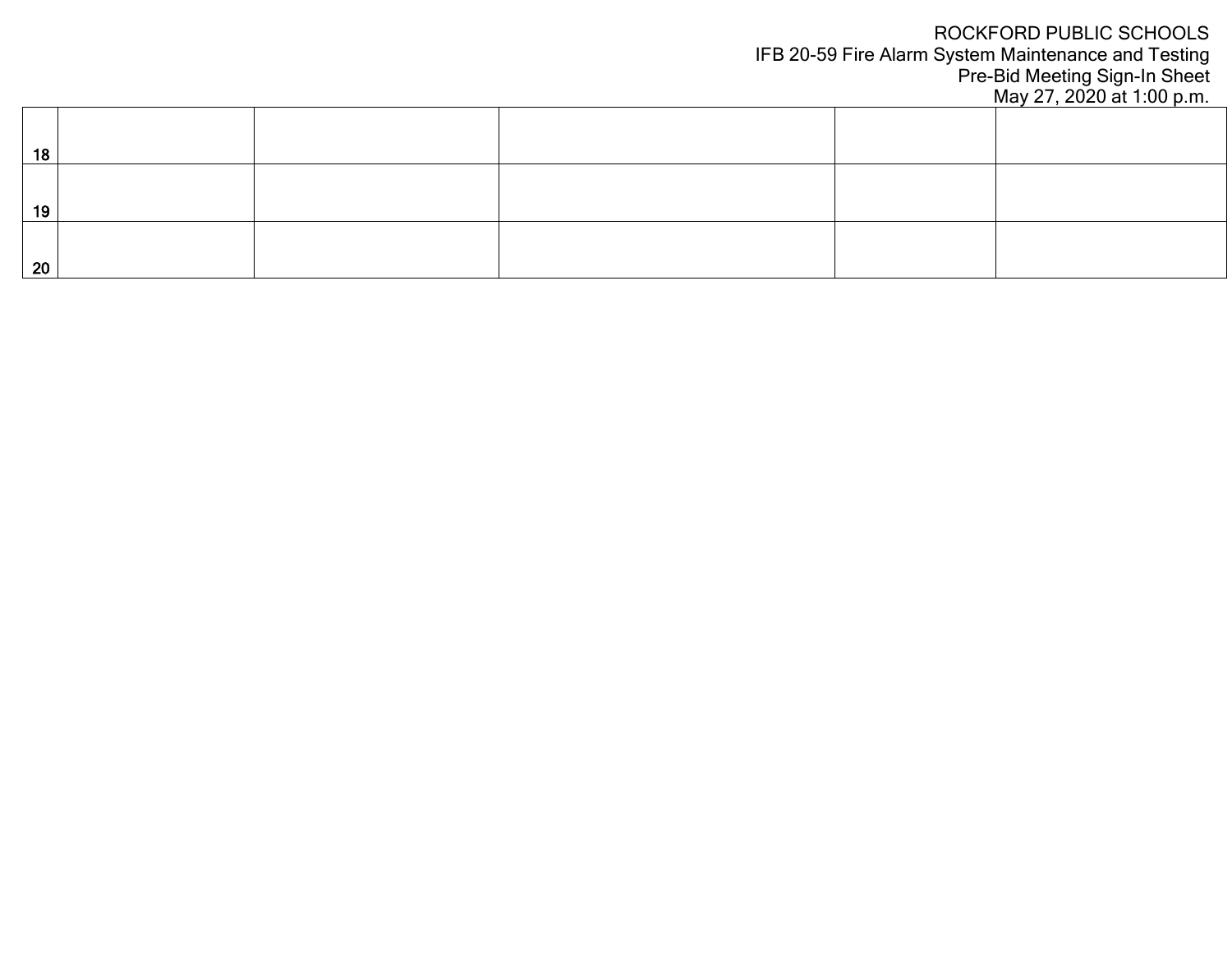| | | | | | |
|---|---|---|---|---|---|
| 18 | | | | | |
| 19 | | | | | |
| 20 | | | | | |